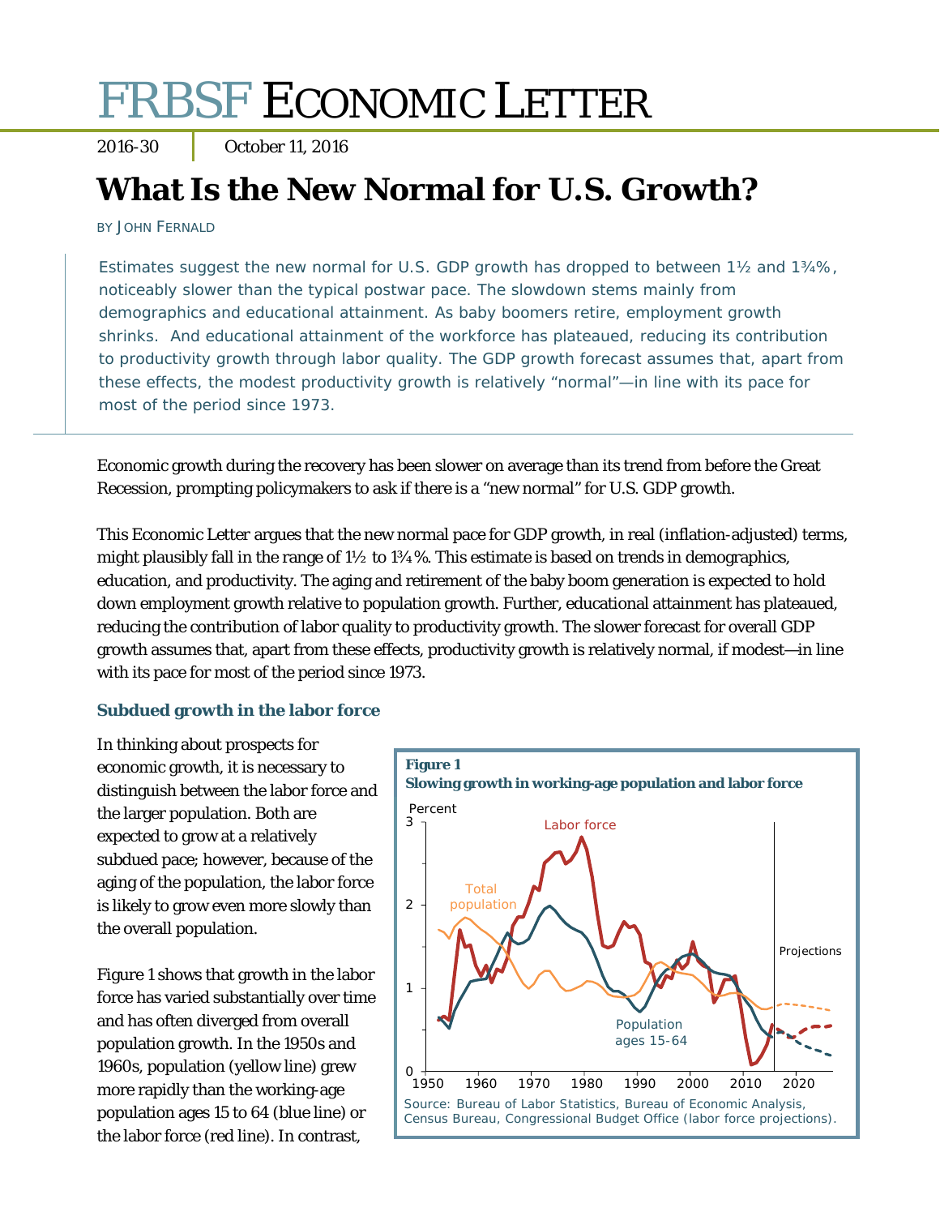# FRBSF ECONOMIC LETTER

2016-30 | October 11, 2016

# What Is the New Normal for U.S. Growth?

BY JOHN FERNALD

Estimates suggest the new normal for U.S. GDP growth has dropped to between 1½ and 1¾%, noticeably slower than the typical postwar pace. The slowdown stems mainly from demographics and educational attainment. As baby boomers retire, employment growth shrinks. And educational attainment of the workforce has plateaued, reducing its contribution to productivity growth through labor quality. The GDP growth forecast assumes that, apart from these effects, the modest productivity growth is relatively "normal"—in line with its pace for most of the period since 1973.

Economic growth during the recovery has been slower on average than its trend from before the Great Recession, prompting policymakers to ask if there is a "new normal" for U.S. GDP growth.

This Economic Letter argues that the new normal pace for GDP growth, in real (inflation-adjusted) terms, might plausibly fall in the range of 1½ to 1¾%. This estimate is based on trends in demographics, education, and productivity. The aging and retirement of the baby boom generation is expected to hold down employment growth relative to population growth. Further, educational attainment has plateaued, reducing the contribution of labor quality to productivity growth. The slower forecast for overall GDP growth assumes that, apart from these effects, productivity growth is relatively normal, if modest—in line with its pace for most of the period since 1973.

### Subdued growth in the labor force

In thinking about prospects for economic growth, it is necessary to distinguish between the labor force and the larger population. Both are expected to grow at a relatively subdued pace; however, because of the aging of the population, the labor force is likely to grow even more slowly than the overall population.

**Figure 1**
**Slowing growth in working-age population and labor force**

Source: Bureau of Labor Statistics, Bureau of Economic Analysis, Census Bureau, Congressional Budget Office (labor force projections).

Figure 1 shows that growth in the labor force has varied substantially over time and has often diverged from overall population growth. In the 1950s and 1960s, population (yellow line) grew more rapidly than the working-age population ages 15 to 64 (blue line) or the labor force (red line). In contrast,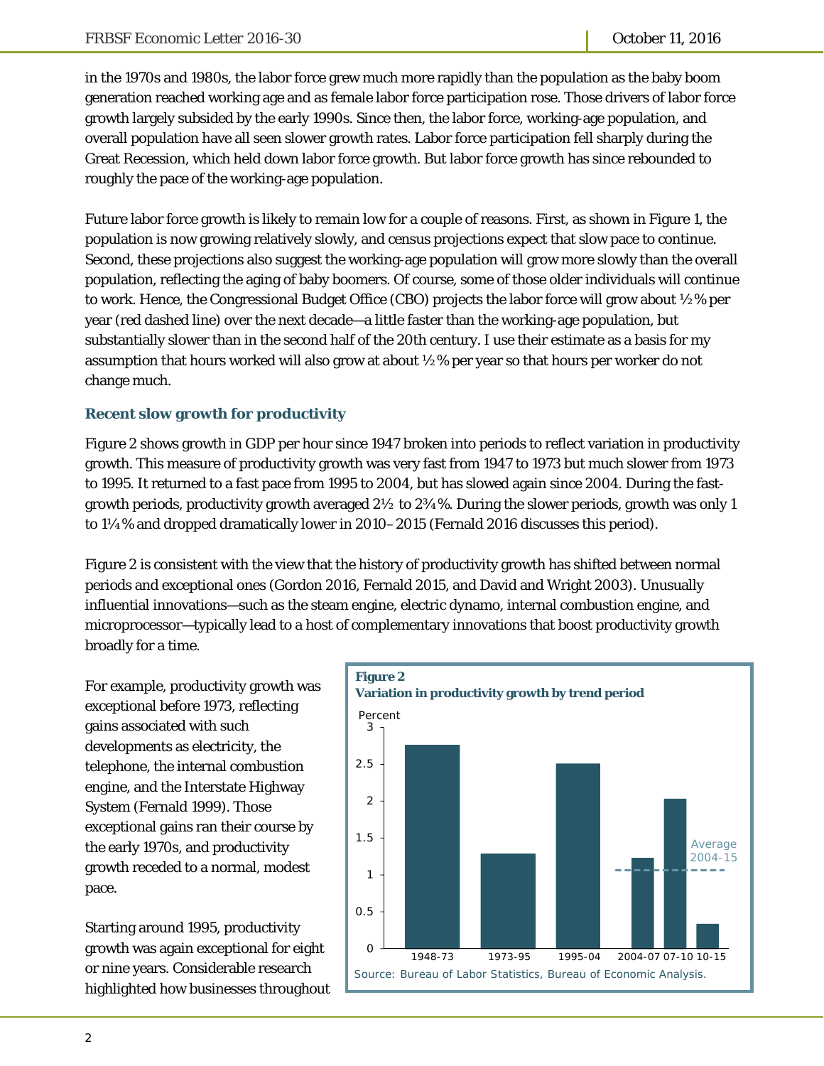in the 1970s and 1980s, the labor force grew much more rapidly than the population as the baby boom generation reached working age and as female labor force participation rose. Those drivers of labor force growth largely subsided by the early 1990s. Since then, the labor force, working-age population, and overall population have all seen slower growth rates. Labor force participation fell sharply during the Great Recession, which held down labor force growth. But labor force growth has since rebounded to roughly the pace of the working-age population.

Future labor force growth is likely to remain low for a couple of reasons. First, as shown in Figure 1, the population is now growing relatively slowly, and census projections expect that slow pace to continue. Second, these projections also suggest the working-age population will grow more slowly than the overall population, reflecting the aging of baby boomers. Of course, some of those older individuals will continue to work. Hence, the Congressional Budget Office (CBO) projects the labor force will grow about ½% per year (red dashed line) over the next decade—a little faster than the working-age population, but substantially slower than in the second half of the 20th century. I use their estimate as a basis for my assumption that hours worked will also grow at about ½% per year so that hours per worker do not change much.

### Recent slow growth for productivity

Figure 2 shows growth in GDP per hour since 1947 broken into periods to reflect variation in productivity growth. This measure of productivity growth was very fast from 1947 to 1973 but much slower from 1973 to 1995. It returned to a fast pace from 1995 to 2004, but has slowed again since 2004. During the fast-growth periods, productivity growth averaged 2½ to 2¾%. During the slower periods, growth was only 1 to 1¼% and dropped dramatically lower in 2010–2015 (Fernald 2016 discusses this period).

Figure 2 is consistent with the view that the history of productivity growth has shifted between normal periods and exceptional ones (Gordon 2016, Fernald 2015, and David and Wright 2003). Unusually influential innovations—such as the steam engine, electric dynamo, internal combustion engine, and microprocessor—typically lead to a host of complementary innovations that boost productivity growth broadly for a time.

For example, productivity growth was exceptional before 1973, reflecting gains associated with such developments as electricity, the telephone, the internal combustion engine, and the Interstate Highway System (Fernald 1999). Those exceptional gains ran their course by the early 1970s, and productivity growth receded to a normal, modest pace.

**Figure 2**
**Variation in productivity growth by trend period**

Source: Bureau of Labor Statistics, Bureau of Economic Analysis.

Starting around 1995, productivity growth was again exceptional for eight or nine years. Considerable research highlighted how businesses throughout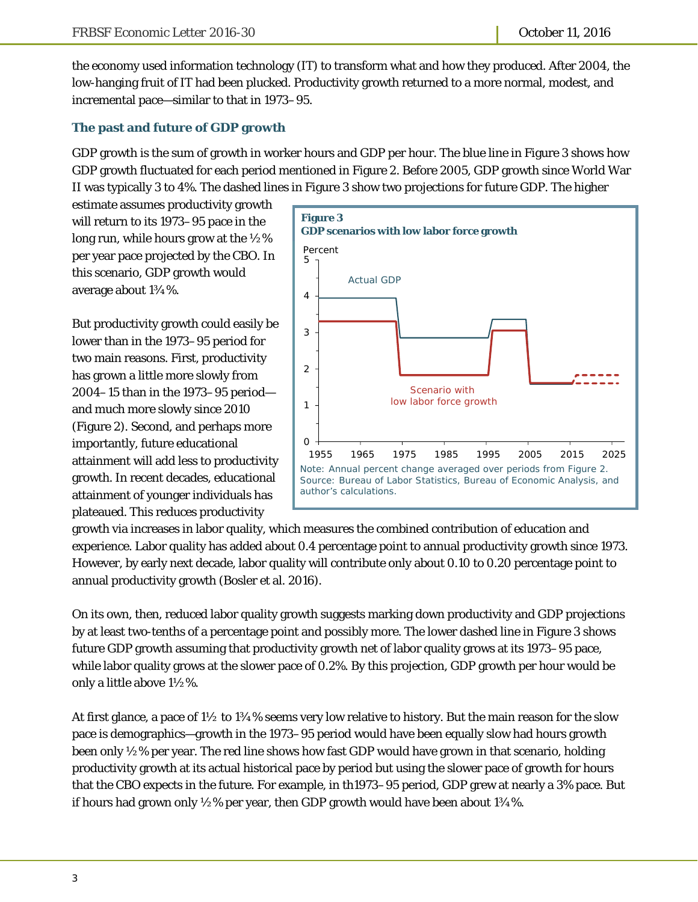the economy used information technology (IT) to transform what and how they produced. After 2004, the low-hanging fruit of IT had been plucked. Productivity growth returned to a more normal, modest, and incremental pace—similar to that in 1973–95.

### The past and future of GDP growth

GDP growth is the sum of growth in worker hours and GDP per hour. The blue line in Figure 3 shows how GDP growth fluctuated for each period mentioned in Figure 2. Before 2005, GDP growth since World War II was typically 3 to 4%. The dashed lines in Figure 3 show two projections for future GDP. The higher estimate assumes productivity growth will return to its 1973–95 pace in the long run, while hours grow at the ½% per year pace projected by the CBO. In this scenario, GDP growth would average about 1¾%.

**Figure 3**
**GDP scenarios with low labor force growth**

Note: Annual percent change averaged over periods from Figure 2.
Source: Bureau of Labor Statistics, Bureau of Economic Analysis, and author's calculations.

But productivity growth could easily be lower than in the 1973–95 period for two main reasons. First, productivity has grown a little more slowly from 2004–15 than in the 1973–95 period—and much more slowly since 2010 (Figure 2). Second, and perhaps more importantly, future educational attainment will add less to productivity growth. In recent decades, educational attainment of younger individuals has plateaued. This reduces productivity growth via increases in labor quality, which measures the combined contribution of education and experience. Labor quality has added about 0.4 percentage point to annual productivity growth since 1973. However, by early next decade, labor quality will contribute only about 0.10 to 0.20 percentage point to annual productivity growth (Bosler et al. 2016).

On its own, then, reduced labor quality growth suggests marking down productivity and GDP projections by at least two-tenths of a percentage point and possibly more. The lower dashed line in Figure 3 shows future GDP growth assuming that productivity growth net of labor quality grows at its 1973–95 pace, while labor quality grows at the slower pace of 0.2%. By this projection, GDP growth per hour would be only a little above 1½%.

At first glance, a pace of 1½ to 1¾% seems very low relative to history. But the main reason for the slow pace is demographics—growth in the 1973–95 period would have been equally slow had hours growth been only ½% per year. The red line shows how fast GDP would have grown in that scenario, holding productivity growth at its actual historical pace by period but using the slower pace of growth for hours that the CBO expects in the future. For example, in th1973–95 period, GDP grew at nearly a 3% pace. But if hours had grown only ½% per year, then GDP growth would have been about 1¾%.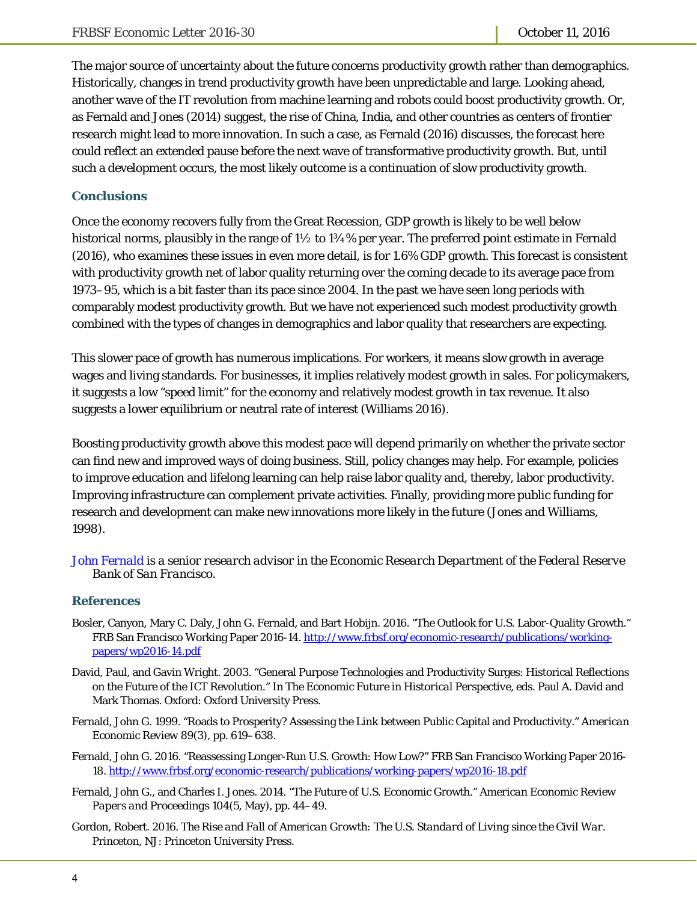The major source of uncertainty about the future concerns productivity growth rather than demographics. Historically, changes in trend productivity growth have been unpredictable and large. Looking ahead, another wave of the IT revolution from machine learning and robots could boost productivity growth. Or, as Fernald and Jones (2014) suggest, the rise of China, India, and other countries as centers of frontier research might lead to more innovation. In such a case, as Fernald (2016) discusses, the forecast here could reflect an extended pause before the next wave of transformative productivity growth. But, until such a development occurs, the most likely outcome is a continuation of slow productivity growth.

## Conclusions

Once the economy recovers fully from the Great Recession, GDP growth is likely to be well below historical norms, plausibly in the range of 1½ to 1¾% per year. The preferred point estimate in Fernald (2016), who examines these issues in even more detail, is for 1.6% GDP growth. This forecast is consistent with productivity growth net of labor quality returning over the coming decade to its average pace from 1973–95, which is a bit faster than its pace since 2004. In the past we have seen long periods with comparably modest productivity growth. But we have not experienced such modest productivity growth combined with the types of changes in demographics and labor quality that researchers are expecting.

This slower pace of growth has numerous implications. For workers, it means slow growth in average wages and living standards. For businesses, it implies relatively modest growth in sales. For policymakers, it suggests a low "speed limit" for the economy and relatively modest growth in tax revenue. It also suggests a lower equilibrium or neutral rate of interest (Williams 2016).

Boosting productivity growth above this modest pace will depend primarily on whether the private sector can find new and improved ways of doing business. Still, policy changes may help. For example, policies to improve education and lifelong learning can help raise labor quality and, thereby, labor productivity. Improving infrastructure can complement private activities. Finally, providing more public funding for research and development can make new innovations more likely in the future (Jones and Williams, 1998).

*John Fernald is a senior research advisor in the Economic Research Department of the Federal Reserve Bank of San Francisco.*

## References

Bosler, Canyon, Mary C. Daly, John G. Fernald, and Bart Hobijn. 2016. "The Outlook for U.S. Labor-Quality Growth." FRB San Francisco Working Paper 2016-14. http://www.frbsf.org/economic-research/publications/working-papers/wp2016-14.pdf

David, Paul, and Gavin Wright. 2003. "General Purpose Technologies and Productivity Surges: Historical Reflections on the Future of the ICT Revolution." In *The Economic Future in Historical Perspective*, eds. Paul A. David and Mark Thomas. Oxford: Oxford University Press.

Fernald, John G. 1999. "Roads to Prosperity? Assessing the Link between Public Capital and Productivity." *American Economic Review* 89(3), pp. 619–638.

Fernald, John G. 2016. "Reassessing Longer-Run U.S. Growth: How Low?" FRB San Francisco Working Paper 2016-18. http://www.frbsf.org/economic-research/publications/working-papers/wp2016-18.pdf

Fernald, John G., and Charles I. Jones. 2014. "The Future of U.S. Economic Growth." *American Economic Review Papers and Proceedings* 104(5, May), pp. 44–49.

Gordon, Robert. 2016. *The Rise and Fall of American Growth: The U.S. Standard of Living since the Civil War.* Princeton, NJ: Princeton University Press.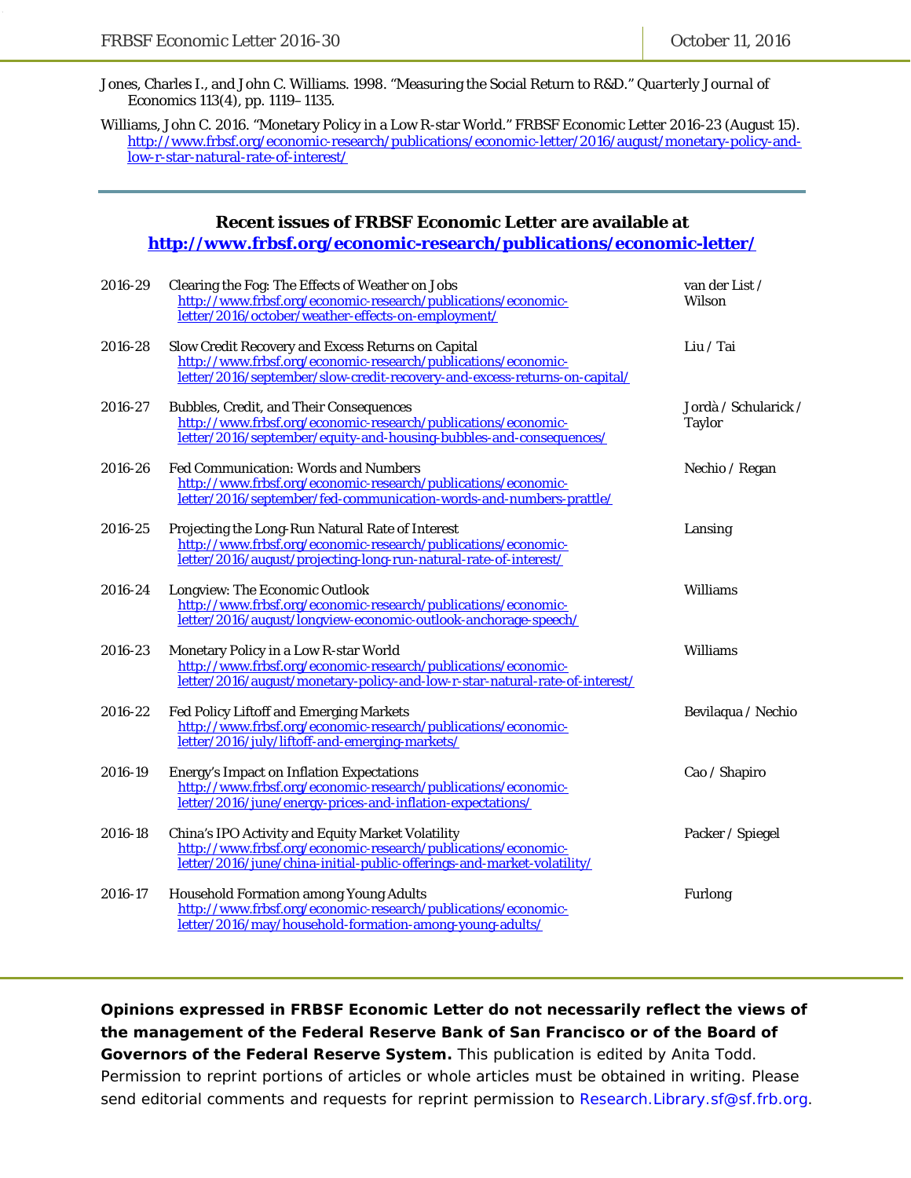Jones, Charles I., and John C. Williams. 1998. "Measuring the Social Return to R&D." *Quarterly Journal of Economics* 113(4), pp. 1119–1135.

Williams, John C. 2016. "Monetary Policy in a Low R-star World." FRBSF Economic Letter 2016-23 (August 15). http://www.frbsf.org/economic-research/publications/economic-letter/2016/august/monetary-policy-and-low-r-star-natural-rate-of-interest/

---

**Recent issues of FRBSF Economic Letter are available at**
**http://www.frbsf.org/economic-research/publications/economic-letter/**

| | | |
|---|---|---|
| 2016-29 | Clearing the Fog: The Effects of Weather on Jobs http://www.frbsf.org/economic-research/publications/economic-letter/2016/october/weather-effects-on-employment/ | van der List / Wilson |
| 2016-28 | Slow Credit Recovery and Excess Returns on Capital http://www.frbsf.org/economic-research/publications/economic-letter/2016/september/slow-credit-recovery-and-excess-returns-on-capital/ | Liu / Tai |
| 2016-27 | Bubbles, Credit, and Their Consequences http://www.frbsf.org/economic-research/publications/economic-letter/2016/september/equity-and-housing-bubbles-and-consequences/ | Jordà / Schularick / Taylor |
| 2016-26 | Fed Communication: Words and Numbers http://www.frbsf.org/economic-research/publications/economic-letter/2016/september/fed-communication-words-and-numbers-prattle/ | Nechio / Regan |
| 2016-25 | Projecting the Long-Run Natural Rate of Interest http://www.frbsf.org/economic-research/publications/economic-letter/2016/august/projecting-long-run-natural-rate-of-interest/ | Lansing |
| 2016-24 | Longview: The Economic Outlook http://www.frbsf.org/economic-research/publications/economic-letter/2016/august/longview-economic-outlook-anchorage-speech/ | Williams |
| 2016-23 | Monetary Policy in a Low R-star World http://www.frbsf.org/economic-research/publications/economic-letter/2016/august/monetary-policy-and-low-r-star-natural-rate-of-interest/ | Williams |
| 2016-22 | Fed Policy Liftoff and Emerging Markets http://www.frbsf.org/economic-research/publications/economic-letter/2016/july/liftoff-and-emerging-markets/ | Bevilaqua / Nechio |
| 2016-19 | Energy's Impact on Inflation Expectations http://www.frbsf.org/economic-research/publications/economic-letter/2016/june/energy-prices-and-inflation-expectations/ | Cao / Shapiro |
| 2016-18 | China's IPO Activity and Equity Market Volatility http://www.frbsf.org/economic-research/publications/economic-letter/2016/june/china-initial-public-offerings-and-market-volatility/ | Packer / Spiegel |
| 2016-17 | Household Formation among Young Adults http://www.frbsf.org/economic-research/publications/economic-letter/2016/may/household-formation-among-young-adults/ | Furlong |

---

**Opinions expressed in FRBSF Economic Letter do not necessarily reflect the views of the management of the Federal Reserve Bank of San Francisco or of the Board of Governors of the Federal Reserve System.** This publication is edited by Anita Todd. Permission to reprint portions of articles or whole articles must be obtained in writing. Please send editorial comments and requests for reprint permission to Research.Library.sf@sf.frb.org.